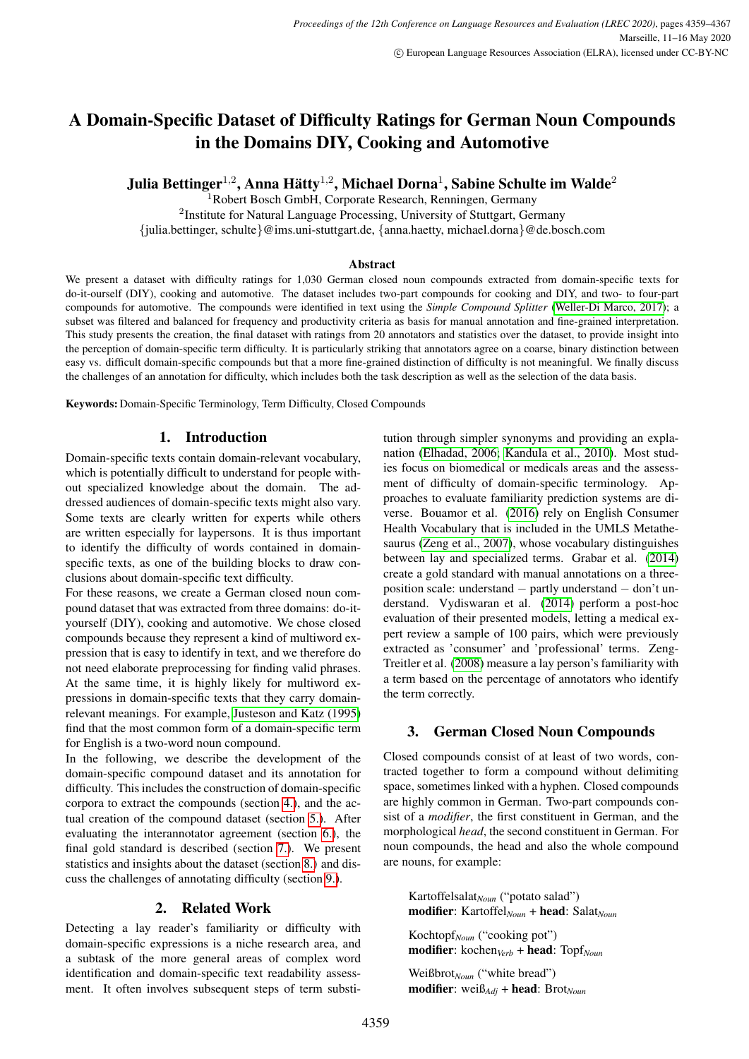# A Domain-Specific Dataset of Difficulty Ratings for German Noun Compounds in the Domains DIY, Cooking and Automotive

**Julia Bettinger[1,2], Anna Hätty[1,2], Michael Dorna[1], Sabine Schulte im Walde[2]**

[1]Robert Bosch GmbH, Corporate Research, Renningen, Germany
[2]Institute for Natural Language Processing, University of Stuttgart, Germany
{julia.bettinger, schulte}@ims.uni-stuttgart.de, {anna.haetty, michael.dorna}@de.bosch.com

## Abstract

We present a dataset with difficulty ratings for 1,030 German closed noun compounds extracted from domain-specific texts for do-it-ourself (DIY), cooking and automotive. The dataset includes two-part compounds for cooking and DIY, and two- to four-part compounds for automotive. The compounds were identified in text using the *Simple Compound Splitter* (Weller-Di Marco, 2017); a subset was filtered and balanced for frequency and productivity criteria as basis for manual annotation and fine-grained interpretation. This study presents the creation, the final dataset with ratings from 20 annotators and statistics over the dataset, to provide insight into the perception of domain-specific term difficulty. It is particularly striking that annotators agree on a coarse, binary distinction between easy vs. difficult domain-specific compounds but that a more fine-grained distinction of difficulty is not meaningful. We finally discuss the challenges of an annotation for difficulty, which includes both the task description as well as the selection of the data basis.

**Keywords:** Domain-Specific Terminology, Term Difficulty, Closed Compounds

## 1. Introduction

Domain-specific texts contain domain-relevant vocabulary, which is potentially difficult to understand for people without specialized knowledge about the domain. The addressed audiences of domain-specific texts might also vary. Some texts are clearly written for experts while others are written especially for laypersons. It is thus important to identify the difficulty of words contained in domain-specific texts, as one of the building blocks to draw conclusions about domain-specific text difficulty.

For these reasons, we create a German closed noun compound dataset that was extracted from three domains: do-it-yourself (DIY), cooking and automotive. We chose closed compounds because they represent a kind of multiword expression that is easy to identify in text, and we therefore do not need elaborate preprocessing for finding valid phrases. At the same time, it is highly likely for multiword expressions in domain-specific texts that they carry domain-relevant meanings. For example, Justeson and Katz (1995) find that the most common form of a domain-specific term for English is a two-word noun compound.

In the following, we describe the development of the domain-specific compound dataset and its annotation for difficulty. This includes the construction of domain-specific corpora to extract the compounds (section 4.), and the actual creation of the compound dataset (section 5.). After evaluating the interannotator agreement (section 6.), the final gold standard is described (section 7.). We present statistics and insights about the dataset (section 8.) and discuss the challenges of annotating difficulty (section 9.).

## 2. Related Work

Detecting a lay reader's familiarity or difficulty with domain-specific expressions is a niche research area, and a subtask of the more general areas of complex word identification and domain-specific text readability assessment. It often involves subsequent steps of term substitution through simpler synonyms and providing an explanation (Elhadad, 2006; Kandula et al., 2010). Most studies focus on biomedical or medicals areas and the assessment of difficulty of domain-specific terminology. Approaches to evaluate familiarity prediction systems are diverse. Bouamor et al. (2016) rely on English Consumer Health Vocabulary that is included in the UMLS Metathesaurus (Zeng et al., 2007), whose vocabulary distinguishes between lay and specialized terms. Grabar et al. (2014) create a gold standard with manual annotations on a three-position scale: understand – partly understand – don't understand. Vydiswaran et al. (2014) perform a post-hoc evaluation of their presented models, letting a medical expert review a sample of 100 pairs, which were previously extracted as 'consumer' and 'professional' terms. Zeng-Treitler et al. (2008) measure a lay person's familiarity with a term based on the percentage of annotators who identify the term correctly.

## 3. German Closed Noun Compounds

Closed compounds consist of at least of two words, contracted together to form a compound without delimiting space, sometimes linked with a hyphen. Closed compounds are highly common in German. Two-part compounds consist of a *modifier*, the first constituent in German, and the morphological *head*, the second constituent in German. For noun compounds, the head and also the whole compound are nouns, for example:

Kartoffelsalat$_{Noun}$ ("potato salad")
**modifier**: Kartoffel$_{Noun}$ + **head**: Salat$_{Noun}$

Kochtopf$_{Noun}$ ("cooking pot")
**modifier**: kochen$_{Verb}$ + **head**: Topf$_{Noun}$

Weißbrot$_{Noun}$ ("white bread")
**modifier**: weiß$_{Adj}$ + **head**: Brot$_{Noun}$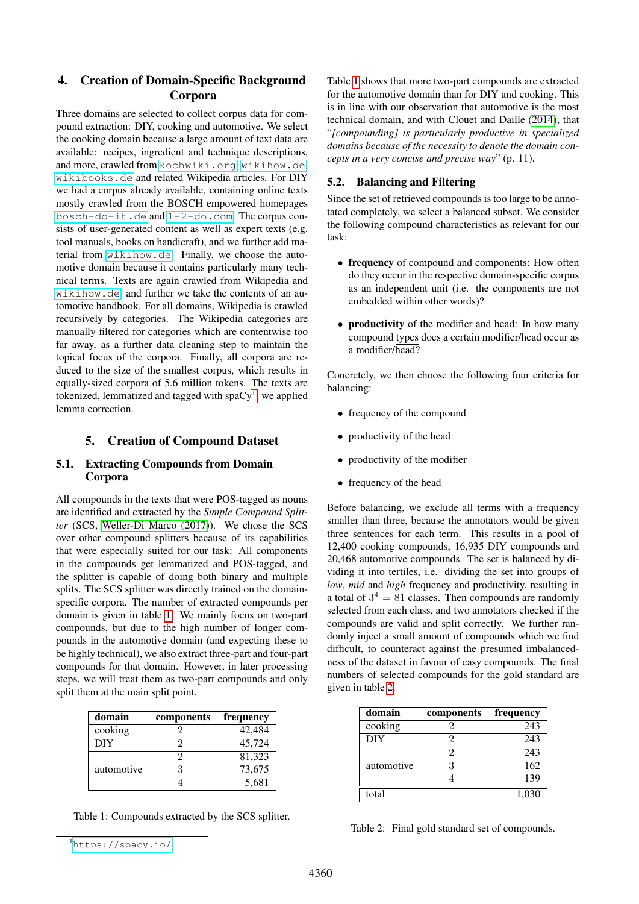## 4. Creation of Domain-Specific Background Corpora

Three domains are selected to collect corpus data for compound extraction: DIY, cooking and automotive. We select the cooking domain because a large amount of text data are available: recipes, ingredient and technique descriptions, and more, crawled from kochwiki.org, wikihow.de, wikibooks.de and related Wikipedia articles. For DIY we had a corpus already available, containing online texts mostly crawled from the BOSCH empowered homepages bosch-do-it.de and 1-2-do.com. The corpus consists of user-generated content as well as expert texts (e.g. tool manuals, books on handicraft), and we further add material from wikihow.de. Finally, we choose the automotive domain because it contains particularly many technical terms. Texts are again crawled from Wikipedia and wikihow.de, and further we take the contents of an automotive handbook. For all domains, Wikipedia is crawled recursively by categories. The Wikipedia categories are manually filtered for categories which are contentwise too far away, as a further data cleaning step to maintain the topical focus of the corpora. Finally, all corpora are reduced to the size of the smallest corpus, which results in equally-sized corpora of 5.6 million tokens. The texts are tokenized, lemmatized and tagged with spaCy[1], we applied lemma correction.

## 5. Creation of Compound Dataset

### 5.1. Extracting Compounds from Domain Corpora

All compounds in the texts that were POS-tagged as nouns are identified and extracted by the *Simple Compound Splitter* (SCS, Weller-Di Marco (2017)). We chose the SCS over other compound splitters because of its capabilities that were especially suited for our task: All components in the compounds get lemmatized and POS-tagged, and the splitter is capable of doing both binary and multiple splits. The SCS splitter was directly trained on the domain-specific corpora. The number of extracted compounds per domain is given in table 1. We mainly focus on two-part compounds, but due to the high number of longer compounds in the automotive domain (and expecting these to be highly technical), we also extract three-part and four-part compounds for that domain. However, in later processing steps, we will treat them as two-part compounds and only split them at the main split point.

| domain | components | frequency |
|---|---|---|
| cooking | 2 | 42,484 |
| DIY | 2 | 45,724 |
| automotive | 2 | 81,323 |
| | 3 | 73,675 |
| | 4 | 5,681 |

Table 1: Compounds extracted by the SCS splitter.

[1] https://spacy.io/

Table 1 shows that more two-part compounds are extracted for the automotive domain than for DIY and cooking. This is in line with our observation that automotive is the most technical domain, and with Clouet and Daille (2014), that "*[compounding] is particularly productive in specialized domains because of the necessity to denote the domain concepts in a very concise and precise way*" (p. 11).

### 5.2. Balancing and Filtering

Since the set of retrieved compounds is too large to be annotated completely, we select a balanced subset. We consider the following compound characteristics as relevant for our task:

- **frequency** of compound and components: How often do they occur in the respective domain-specific corpus as an independent unit (i.e. the components are not embedded within other words)?
- **productivity** of the modifier and head: In how many compound types does a certain modifier/head occur as a modifier/head?

Concretely, we then choose the following four criteria for balancing:

- frequency of the compound
- productivity of the head
- productivity of the modifier
- frequency of the head

Before balancing, we exclude all terms with a frequency smaller than three, because the annotators would be given three sentences for each term. This results in a pool of 12,400 cooking compounds, 16,935 DIY compounds and 20,468 automotive compounds. The set is balanced by dividing it into tertiles, i.e. dividing the set into groups of *low*, *mid* and *high* frequency and productivity, resulting in a total of $3^4 = 81$ classes. Then compounds are randomly selected from each class, and two annotators checked if the compounds are valid and split correctly. We further randomly inject a small amount of compounds which we find difficult, to counteract against the presumed imbalancedness of the dataset in favour of easy compounds. The final numbers of selected compounds for the gold standard are given in table 2.

| domain | components | frequency |
|---|---|---|
| cooking | 2 | 243 |
| DIY | 2 | 243 |
| automotive | 2 | 243 |
| | 3 | 162 |
| | 4 | 139 |
| total | | 1,030 |

Table 2: Final gold standard set of compounds.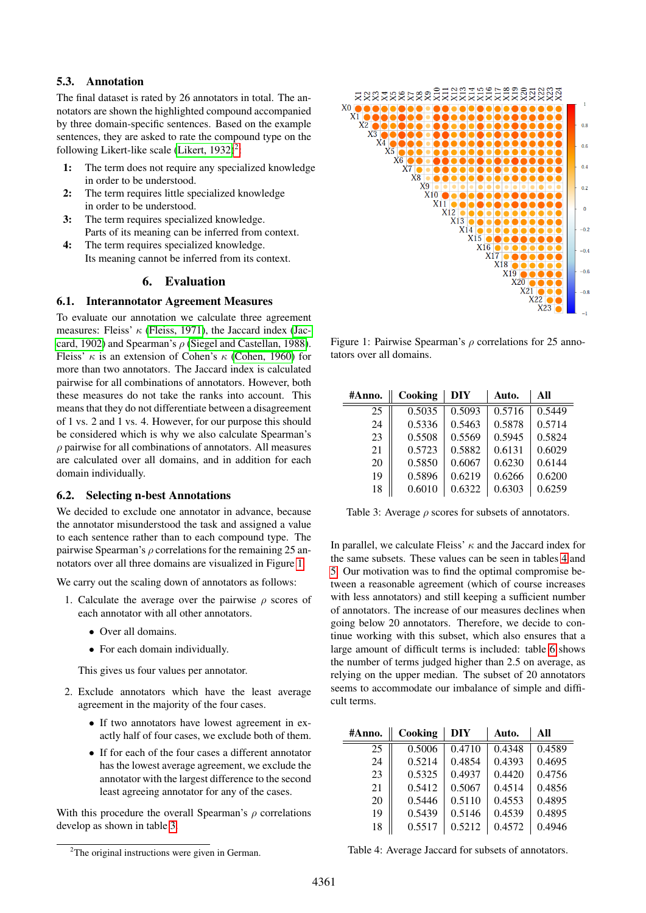### 5.3. Annotation

The final dataset is rated by 26 annotators in total. The annotators are shown the highlighted compound accompanied by three domain-specific sentences. Based on the example sentences, they are asked to rate the compound type on the following Likert-like scale (Likert, 1932)[2]:

**1:** The term does not require any specialized knowledge in order to be understood.

**2:** The term requires little specialized knowledge in order to be understood.

**3:** The term requires specialized knowledge. Parts of its meaning can be inferred from context.

**4:** The term requires specialized knowledge. Its meaning cannot be inferred from its context.

## 6. Evaluation

### 6.1. Interannotator Agreement Measures

To evaluate our annotation we calculate three agreement measures: Fleiss' $\kappa$ (Fleiss, 1971), the Jaccard index (Jaccard, 1902) and Spearman's $\rho$ (Siegel and Castellan, 1988). Fleiss' $\kappa$ is an extension of Cohen's $\kappa$ (Cohen, 1960) for more than two annotators. The Jaccard index is calculated pairwise for all combinations of annotators. However, both these measures do not take the ranks into account. This means that they do not differentiate between a disagreement of 1 vs. 2 and 1 vs. 4. However, for our purpose this should be considered which is why we also calculate Spearman's $\rho$ pairwise for all combinations of annotators. All measures are calculated over all domains, and in addition for each domain individually.

### 6.2. Selecting n-best Annotations

We decided to exclude one annotator in advance, because the annotator misunderstood the task and assigned a value to each sentence rather than to each compound type. The pairwise Spearman's $\rho$ correlations for the remaining 25 annotators over all three domains are visualized in Figure 1.

We carry out the scaling down of annotators as follows:

1. Calculate the average over the pairwise $\rho$ scores of each annotator with all other annotators.
   - Over all domains.
   - For each domain individually.

   This gives us four values per annotator.

2. Exclude annotators which have the least average agreement in the majority of the four cases.
   - If two annotators have lowest agreement in exactly half of four cases, we exclude both of them.
   - If for each of the four cases a different annotator has the lowest average agreement, we exclude the annotator with the largest difference to the second least agreeing annotator for any of the cases.

With this procedure the overall Spearman's $\rho$ correlations develop as shown in table 3.

Figure 1: Pairwise Spearman's $\rho$ correlations for 25 annotators over all domains.

| #Anno. | Cooking | DIY | Auto. | All |
|---|---|---|---|---|
| 25 | 0.5035 | 0.5093 | 0.5716 | 0.5449 |
| 24 | 0.5336 | 0.5463 | 0.5878 | 0.5714 |
| 23 | 0.5508 | 0.5569 | 0.5945 | 0.5824 |
| 21 | 0.5723 | 0.5882 | 0.6131 | 0.6029 |
| 20 | 0.5850 | 0.6067 | 0.6230 | 0.6144 |
| 19 | 0.5896 | 0.6219 | 0.6266 | 0.6200 |
| 18 | 0.6010 | 0.6322 | 0.6303 | 0.6259 |

Table 3: Average $\rho$ scores for subsets of annotators.

In parallel, we calculate Fleiss' $\kappa$ and the Jaccard index for the same subsets. These values can be seen in tables 4 and 5. Our motivation was to find the optimal compromise between a reasonable agreement (which of course increases with less annotators) and still keeping a sufficient number of annotators. The increase of our measures declines when going below 20 annotators. Therefore, we decide to continue working with this subset, which also ensures that a large amount of difficult terms is included: table 6 shows the number of terms judged higher than 2.5 on average, as relying on the upper median. The subset of 20 annotators seems to accommodate our imbalance of simple and difficult terms.

| #Anno. | Cooking | DIY | Auto. | All |
|---|---|---|---|---|
| 25 | 0.5006 | 0.4710 | 0.4348 | 0.4589 |
| 24 | 0.5214 | 0.4854 | 0.4393 | 0.4695 |
| 23 | 0.5325 | 0.4937 | 0.4420 | 0.4756 |
| 21 | 0.5412 | 0.5067 | 0.4514 | 0.4856 |
| 20 | 0.5446 | 0.5110 | 0.4553 | 0.4895 |
| 19 | 0.5439 | 0.5146 | 0.4539 | 0.4895 |
| 18 | 0.5517 | 0.5212 | 0.4572 | 0.4946 |

Table 4: Average Jaccard for subsets of annotators.

[2] The original instructions were given in German.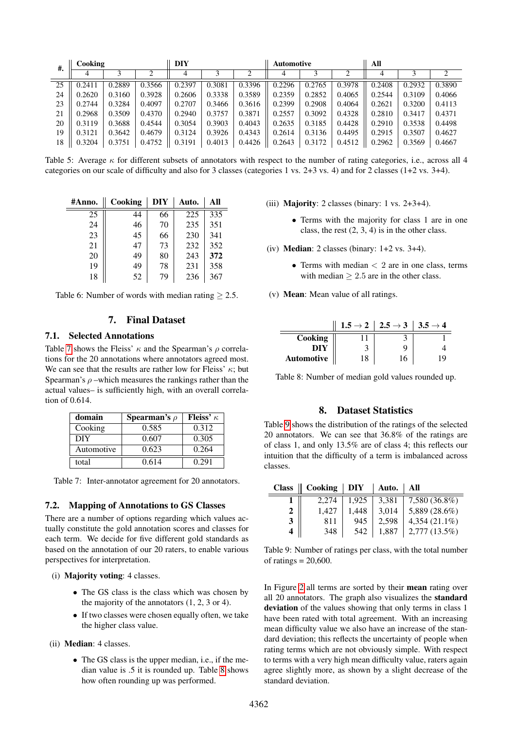| #. | Cooking | | | DIY | | | Automotive | | | All | | |
|---|---|---|---|---|---|---|---|---|---|---|---|---|
| | 4 | 3 | 2 | 4 | 3 | 2 | 4 | 3 | 2 | 4 | 3 | 2 |
| 25 | 0.2411 | 0.2889 | 0.3566 | 0.2397 | 0.3081 | 0.3396 | 0.2296 | 0.2765 | 0.3978 | 0.2408 | 0.2932 | 0.3890 |
| 24 | 0.2620 | 0.3160 | 0.3928 | 0.2606 | 0.3338 | 0.3589 | 0.2359 | 0.2852 | 0.4065 | 0.2544 | 0.3109 | 0.4066 |
| 23 | 0.2744 | 0.3284 | 0.4097 | 0.2707 | 0.3466 | 0.3616 | 0.2399 | 0.2908 | 0.4064 | 0.2621 | 0.3200 | 0.4113 |
| 21 | 0.2968 | 0.3509 | 0.4370 | 0.2940 | 0.3757 | 0.3871 | 0.2557 | 0.3092 | 0.4328 | 0.2810 | 0.3417 | 0.4371 |
| 20 | 0.3119 | 0.3688 | 0.4544 | 0.3054 | 0.3903 | 0.4043 | 0.2635 | 0.3185 | 0.4428 | 0.2910 | 0.3538 | 0.4498 |
| 19 | 0.3121 | 0.3642 | 0.4679 | 0.3124 | 0.3926 | 0.4343 | 0.2614 | 0.3136 | 0.4495 | 0.2915 | 0.3507 | 0.4627 |
| 18 | 0.3204 | 0.3751 | 0.4752 | 0.3191 | 0.4013 | 0.4426 | 0.2643 | 0.3172 | 0.4512 | 0.2962 | 0.3569 | 0.4667 |

Table 5: Average $\kappa$ for different subsets of annotators with respect to the number of rating categories, i.e., across all 4 categories on our scale of difficulty and also for 3 classes (categories 1 vs. 2+3 vs. 4) and for 2 classes (1+2 vs. 3+4).

| #Anno. | Cooking | DIY | Auto. | All |
|---|---|---|---|---|
| 25 | 44 | 66 | 225 | 335 |
| 24 | 46 | 70 | 235 | 351 |
| 23 | 45 | 66 | 230 | 341 |
| 21 | 47 | 73 | 232 | 352 |
| 20 | 49 | 80 | 243 | **372** |
| 19 | 49 | 78 | 231 | 358 |
| 18 | 52 | 79 | 236 | 367 |

Table 6: Number of words with median rating $\geq 2.5$.

## 7. Final Dataset

### 7.1. Selected Annotations

Table 7 shows the Fleiss' $\kappa$ and the Spearman's $\rho$ correlations for the 20 annotations where annotators agreed most. We can see that the results are rather low for Fleiss' $\kappa$; but Spearman's $\rho$ –which measures the rankings rather than the actual values– is sufficiently high, with an overall correlation of 0.614.

| domain | Spearman's $\rho$ | Fleiss' $\kappa$ |
|---|---|---|
| Cooking | 0.585 | 0.312 |
| DIY | 0.607 | 0.305 |
| Automotive | 0.623 | 0.264 |
| total | 0.614 | 0.291 |

Table 7: Inter-annotator agreement for 20 annotators.

### 7.2. Mapping of Annotations to GS Classes

There are a number of options regarding which values actually constitute the gold annotation scores and classes for each term. We decide for five different gold standards as based on the annotation of our 20 raters, to enable various perspectives for interpretation.

(i) **Majority voting**: 4 classes.

- The GS class is the class which was chosen by the majority of the annotators (1, 2, 3 or 4).
- If two classes were chosen equally often, we take the higher class value.

(ii) **Median**: 4 classes.

- The GS class is the upper median, i.e., if the median value is .5 it is rounded up. Table 8 shows how often rounding up was performed.

(iii) **Majority**: 2 classes (binary: 1 vs. 2+3+4).

- Terms with the majority for class 1 are in one class, the rest (2, 3, 4) is in the other class.

(iv) **Median**: 2 classes (binary: 1+2 vs. 3+4).

- Terms with median $< 2$ are in one class, terms with median $\geq 2.5$ are in the other class.

(v) **Mean**: Mean value of all ratings.

| | $1.5 \rightarrow 2$ | $2.5 \rightarrow 3$ | $3.5 \rightarrow 4$ |
|---|---|---|---|
| **Cooking** | 11 | 3 | 1 |
| **DIY** | 3 | 9 | 4 |
| **Automotive** | 18 | 16 | 19 |

Table 8: Number of median gold values rounded up.

## 8. Dataset Statistics

Table 9 shows the distribution of the ratings of the selected 20 annotators. We can see that 36.8% of the ratings are of class 1, and only 13.5% are of class 4; this reflects our intuition that the difficulty of a term is imbalanced across classes.

| Class | Cooking | DIY | Auto. | All |
|---|---|---|---|---|
| **1** | 2,274 | 1,925 | 3,381 | 7,580 (36.8%) |
| **2** | 1,427 | 1,448 | 3,014 | 5,889 (28.6%) |
| **3** | 811 | 945 | 2,598 | 4,354 (21.1%) |
| **4** | 348 | 542 | 1,887 | 2,777 (13.5%) |

Table 9: Number of ratings per class, with the total number of ratings = 20,600.

In Figure 2 all terms are sorted by their **mean** rating over all 20 annotators. The graph also visualizes the **standard deviation** of the values showing that only terms in class 1 have been rated with total agreement. With an increasing mean difficulty value we also have an increase of the standard deviation; this reflects the uncertainty of people when rating terms which are not obviously simple. With respect to terms with a very high mean difficulty value, raters again agree slightly more, as shown by a slight decrease of the standard deviation.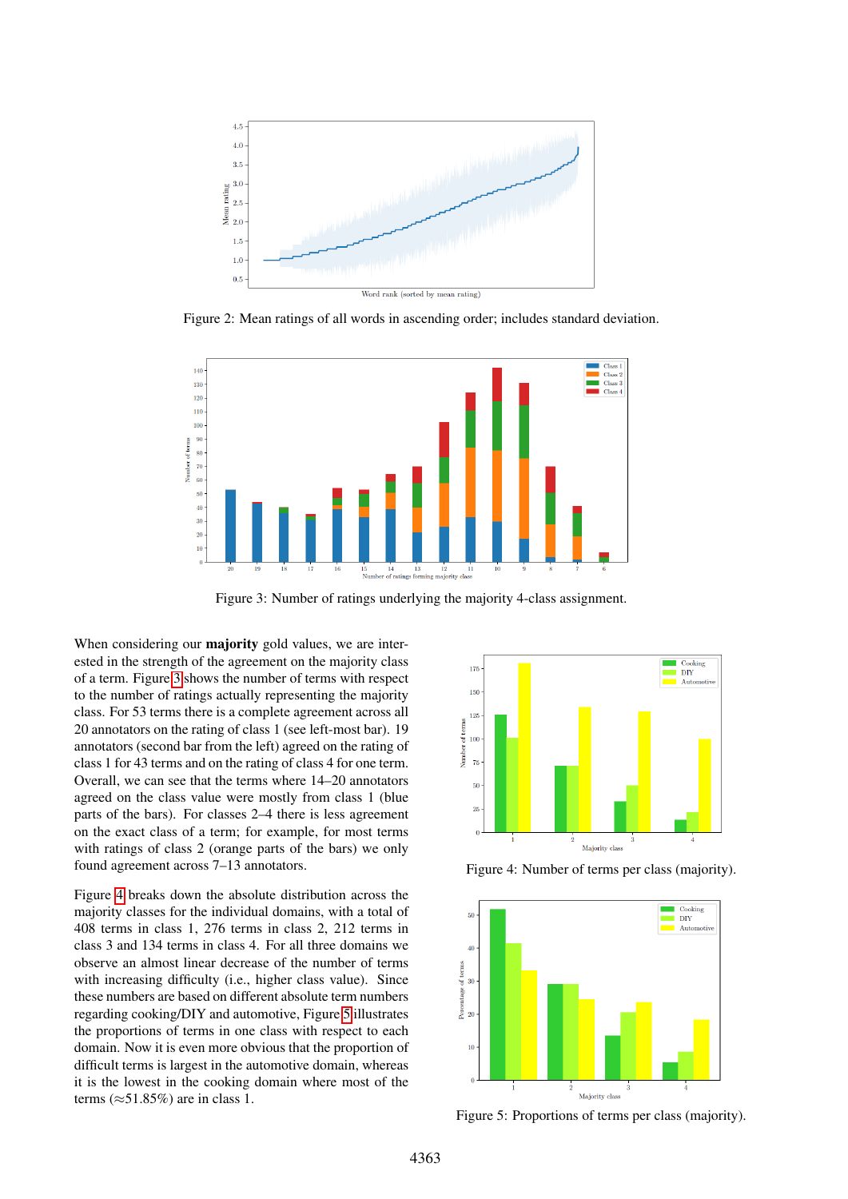Figure 2: Mean ratings of all words in ascending order; includes standard deviation.

Figure 3: Number of ratings underlying the majority 4-class assignment.

When considering our **majority** gold values, we are interested in the strength of the agreement on the majority class of a term. Figure 3 shows the number of terms with respect to the number of ratings actually representing the majority class. For 53 terms there is a complete agreement across all 20 annotators on the rating of class 1 (see left-most bar). 19 annotators (second bar from the left) agreed on the rating of class 1 for 43 terms and on the rating of class 4 for one term. Overall, we can see that the terms where 14–20 annotators agreed on the class value were mostly from class 1 (blue parts of the bars). For classes 2–4 there is less agreement on the exact class of a term; for example, for most terms with ratings of class 2 (orange parts of the bars) we only found agreement across 7–13 annotators.

Figure 4 breaks down the absolute distribution across the majority classes for the individual domains, with a total of 408 terms in class 1, 276 terms in class 2, 212 terms in class 3 and 134 terms in class 4. For all three domains we observe an almost linear decrease of the number of terms with increasing difficulty (i.e., higher class value). Since these numbers are based on different absolute term numbers regarding cooking/DIY and automotive, Figure 5 illustrates the proportions of terms in one class with respect to each domain. Now it is even more obvious that the proportion of difficult terms is largest in the automotive domain, whereas it is the lowest in the cooking domain where most of the terms (≈51.85%) are in class 1.

Figure 4: Number of terms per class (majority).

Figure 5: Proportions of terms per class (majority).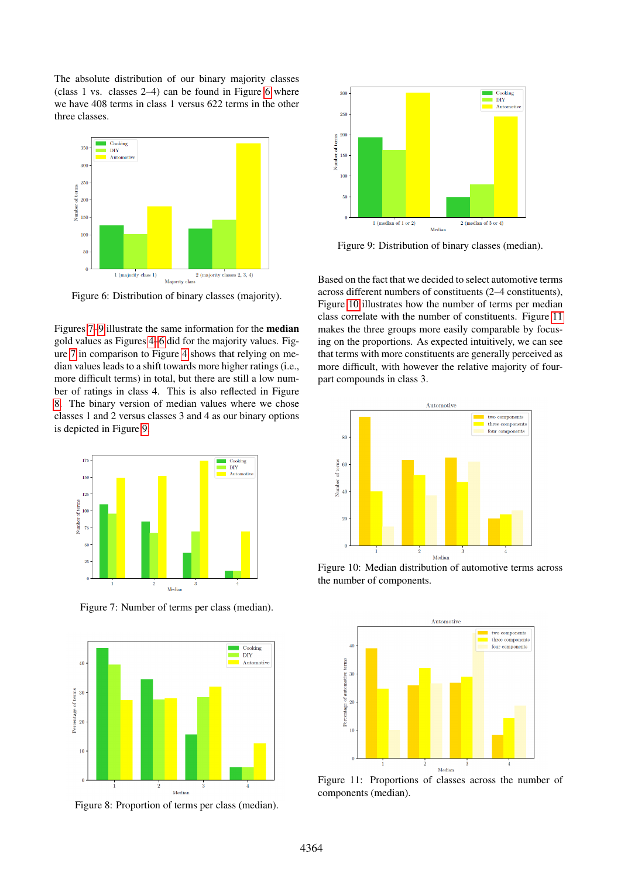The absolute distribution of our binary majority classes (class 1 vs. classes 2–4) can be found in Figure 6 where we have 408 terms in class 1 versus 622 terms in the other three classes.

Figure 6: Distribution of binary classes (majority).

Figures 7–9 illustrate the same information for the **median** gold values as Figures 4–6 did for the majority values. Figure 7 in comparison to Figure 4 shows that relying on median values leads to a shift towards more higher ratings (i.e., more difficult terms) in total, but there are still a low number of ratings in class 4. This is also reflected in Figure 8. The binary version of median values where we chose classes 1 and 2 versus classes 3 and 4 as our binary options is depicted in Figure 9.

Figure 7: Number of terms per class (median).

Figure 8: Proportion of terms per class (median).

Figure 9: Distribution of binary classes (median).

Based on the fact that we decided to select automotive terms across different numbers of constituents (2–4 constituents), Figure 10 illustrates how the number of terms per median class correlate with the number of constituents. Figure 11 makes the three groups more easily comparable by focusing on the proportions. As expected intuitively, we can see that terms with more constituents are generally perceived as more difficult, with however the relative majority of four-part compounds in class 3.

Figure 10: Median distribution of automotive terms across the number of components.

Figure 11: Proportions of classes across the number of components (median).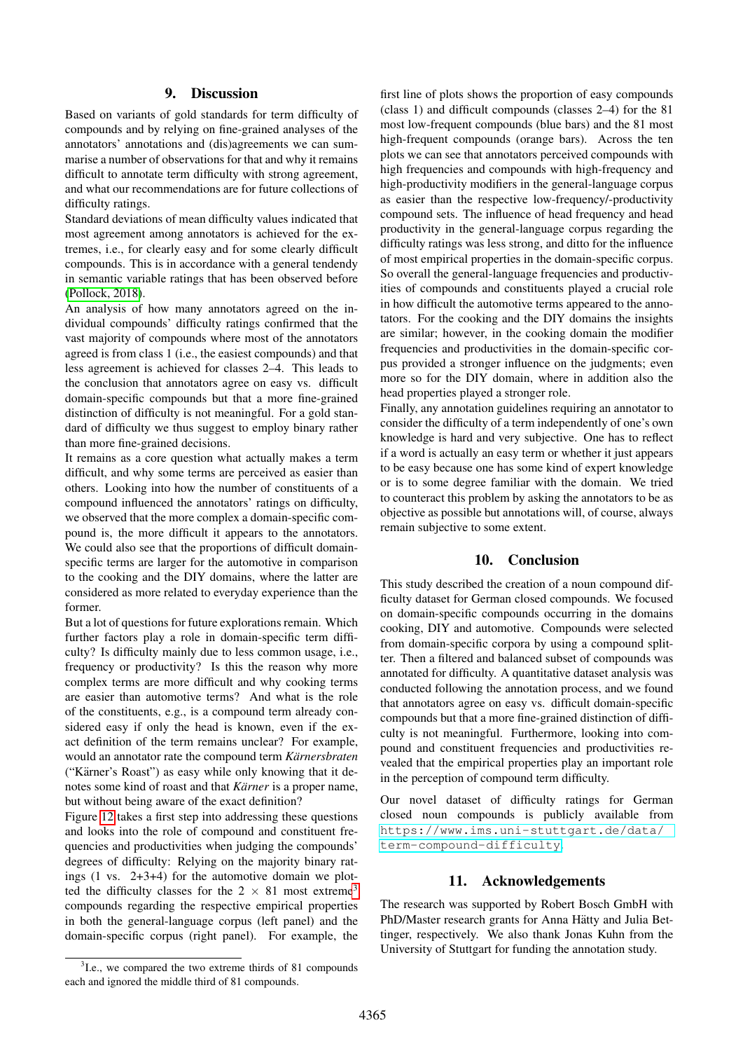## 9. Discussion

Based on variants of gold standards for term difficulty of compounds and by relying on fine-grained analyses of the annotators' annotations and (dis)agreements we can summarise a number of observations for that and why it remains difficult to annotate term difficulty with strong agreement, and what our recommendations are for future collections of difficulty ratings.

Standard deviations of mean difficulty values indicated that most agreement among annotators is achieved for the extremes, i.e., for clearly easy and for some clearly difficult compounds. This is in accordance with a general tendendy in semantic variable ratings that has been observed before (Pollock, 2018).

An analysis of how many annotators agreed on the individual compounds' difficulty ratings confirmed that the vast majority of compounds where most of the annotators agreed is from class 1 (i.e., the easiest compounds) and that less agreement is achieved for classes 2–4. This leads to the conclusion that annotators agree on easy vs. difficult domain-specific compounds but that a more fine-grained distinction of difficulty is not meaningful. For a gold standard of difficulty we thus suggest to employ binary rather than more fine-grained decisions.

It remains as a core question what actually makes a term difficult, and why some terms are perceived as easier than others. Looking into how the number of constituents of a compound influenced the annotators' ratings on difficulty, we observed that the more complex a domain-specific compound is, the more difficult it appears to the annotators. We could also see that the proportions of difficult domain-specific terms are larger for the automotive in comparison to the cooking and the DIY domains, where the latter are considered as more related to everyday experience than the former.

But a lot of questions for future explorations remain. Which further factors play a role in domain-specific term difficulty? Is difficulty mainly due to less common usage, i.e., frequency or productivity? Is this the reason why more complex terms are more difficult and why cooking terms are easier than automotive terms? And what is the role of the constituents, e.g., is a compound term already considered easy if only the head is known, even if the exact definition of the term remains unclear? For example, would an annotator rate the compound term *Kärnersbraten* ("Kärner's Roast") as easy while only knowing that it denotes some kind of roast and that *Kärner* is a proper name, but without being aware of the exact definition?

Figure 12 takes a first step into addressing these questions and looks into the role of compound and constituent frequencies and productivities when judging the compounds' degrees of difficulty: Relying on the majority binary ratings (1 vs. 2+3+4) for the automotive domain we plotted the difficulty classes for the $2 \times 81$ most extreme[3] compounds regarding the respective empirical properties in both the general-language corpus (left panel) and the domain-specific corpus (right panel). For example, the first line of plots shows the proportion of easy compounds (class 1) and difficult compounds (classes 2–4) for the 81 most low-frequent compounds (blue bars) and the 81 most high-frequent compounds (orange bars). Across the ten plots we can see that annotators perceived compounds with high frequencies and compounds with high-frequency and high-productivity modifiers in the general-language corpus as easier than the respective low-frequency/-productivity compound sets. The influence of head frequency and head productivity in the general-language corpus regarding the difficulty ratings was less strong, and ditto for the influence of most empirical properties in the domain-specific corpus. So overall the general-language frequencies and productivities of compounds and constituents played a crucial role in how difficult the automotive terms appeared to the annotators. For the cooking and the DIY domains the insights are similar; however, in the cooking domain the modifier frequencies and productivities in the domain-specific corpus provided a stronger influence on the judgments; even more so for the DIY domain, where in addition also the head properties played a stronger role.

Finally, any annotation guidelines requiring an annotator to consider the difficulty of a term independently of one's own knowledge is hard and very subjective. One has to reflect if a word is actually an easy term or whether it just appears to be easy because one has some kind of expert knowledge or is to some degree familiar with the domain. We tried to counteract this problem by asking the annotators to be as objective as possible but annotations will, of course, always remain subjective to some extent.

[3] I.e., we compared the two extreme thirds of 81 compounds each and ignored the middle third of 81 compounds.

## 10. Conclusion

This study described the creation of a noun compound difficulty dataset for German closed compounds. We focused on domain-specific compounds occurring in the domains cooking, DIY and automotive. Compounds were selected from domain-specific corpora by using a compound splitter. Then a filtered and balanced subset of compounds was annotated for difficulty. A quantitative dataset analysis was conducted following the annotation process, and we found that annotators agree on easy vs. difficult domain-specific compounds but that a more fine-grained distinction of difficulty is not meaningful. Furthermore, looking into compound and constituent frequencies and productivities revealed that the empirical properties play an important role in the perception of compound term difficulty.

Our novel dataset of difficulty ratings for German closed noun compounds is publicly available from https://www.ims.uni-stuttgart.de/data/term-compound-difficulty.

## 11. Acknowledgements

The research was supported by Robert Bosch GmbH with PhD/Master research grants for Anna Hätty and Julia Bettinger, respectively. We also thank Jonas Kuhn from the University of Stuttgart for funding the annotation study.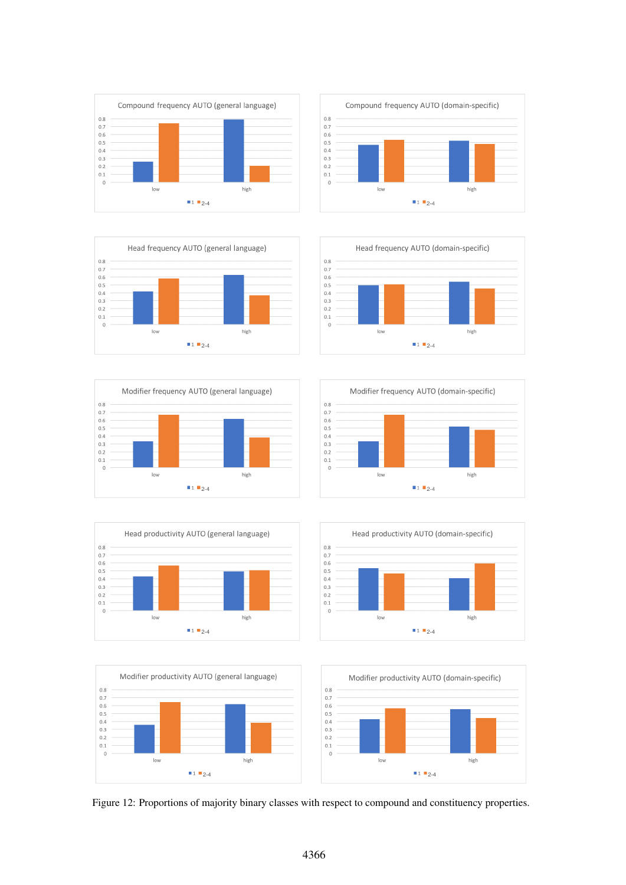Figure 12: Proportions of majority binary classes with respect to compound and constituency properties.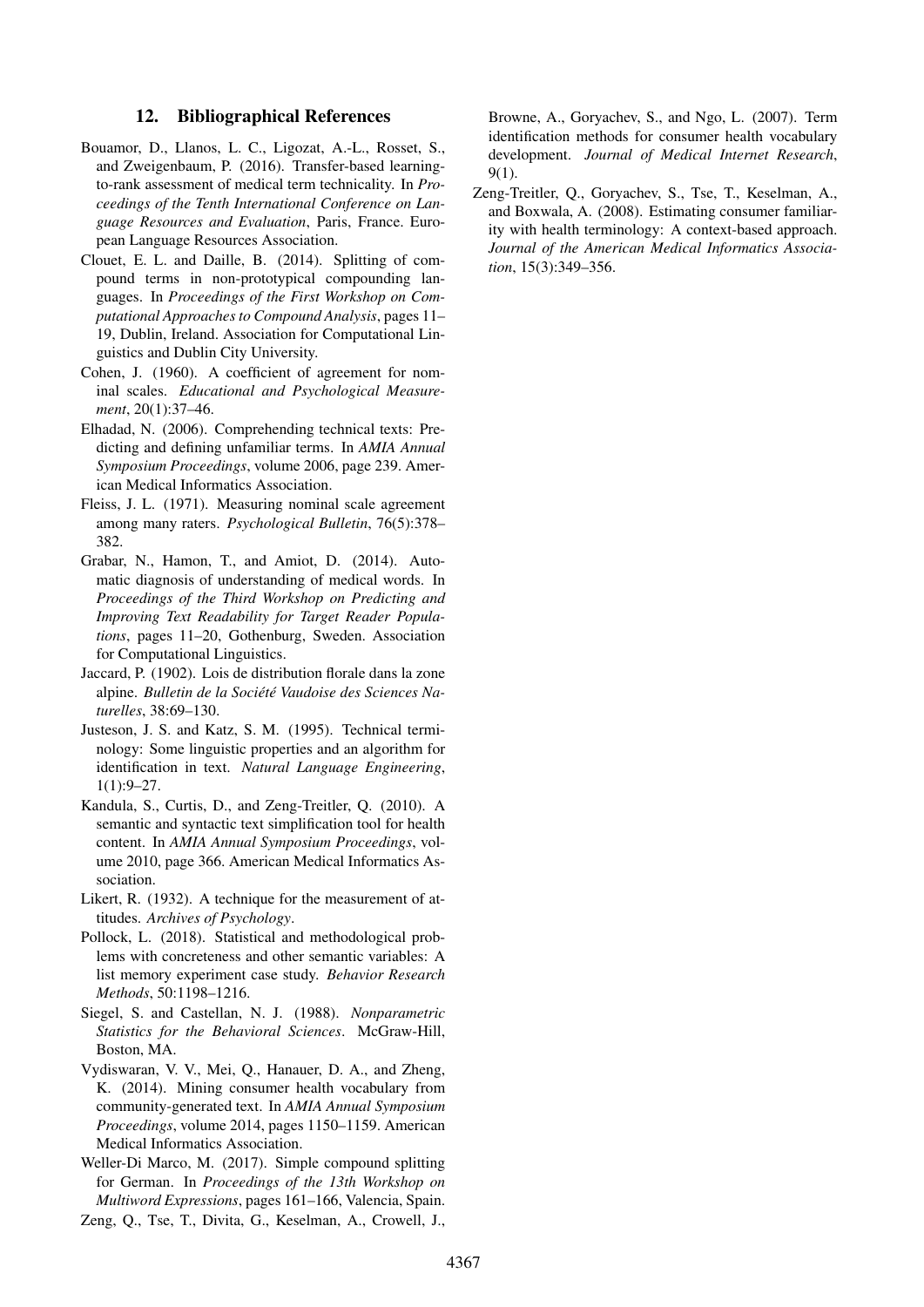## 12. Bibliographical References

Bouamor, D., Llanos, L. C., Ligozat, A.-L., Rosset, S., and Zweigenbaum, P. (2016). Transfer-based learning-to-rank assessment of medical term technicality. In *Proceedings of the Tenth International Conference on Language Resources and Evaluation*, Paris, France. European Language Resources Association.

Clouet, E. L. and Daille, B. (2014). Splitting of compound terms in non-prototypical compounding languages. In *Proceedings of the First Workshop on Computational Approaches to Compound Analysis*, pages 11–19, Dublin, Ireland. Association for Computational Linguistics and Dublin City University.

Cohen, J. (1960). A coefficient of agreement for nominal scales. *Educational and Psychological Measurement*, 20(1):37–46.

Elhadad, N. (2006). Comprehending technical texts: Predicting and defining unfamiliar terms. In *AMIA Annual Symposium Proceedings*, volume 2006, page 239. American Medical Informatics Association.

Fleiss, J. L. (1971). Measuring nominal scale agreement among many raters. *Psychological Bulletin*, 76(5):378–382.

Grabar, N., Hamon, T., and Amiot, D. (2014). Automatic diagnosis of understanding of medical words. In *Proceedings of the Third Workshop on Predicting and Improving Text Readability for Target Reader Populations*, pages 11–20, Gothenburg, Sweden. Association for Computational Linguistics.

Jaccard, P. (1902). Lois de distribution florale dans la zone alpine. *Bulletin de la Société Vaudoise des Sciences Naturelles*, 38:69–130.

Justeson, J. S. and Katz, S. M. (1995). Technical terminology: Some linguistic properties and an algorithm for identification in text. *Natural Language Engineering*, 1(1):9–27.

Kandula, S., Curtis, D., and Zeng-Treitler, Q. (2010). A semantic and syntactic text simplification tool for health content. In *AMIA Annual Symposium Proceedings*, volume 2010, page 366. American Medical Informatics Association.

Likert, R. (1932). A technique for the measurement of attitudes. *Archives of Psychology*.

Pollock, L. (2018). Statistical and methodological problems with concreteness and other semantic variables: A list memory experiment case study. *Behavior Research Methods*, 50:1198–1216.

Siegel, S. and Castellan, N. J. (1988). *Nonparametric Statistics for the Behavioral Sciences*. McGraw-Hill, Boston, MA.

Vydiswaran, V. V., Mei, Q., Hanauer, D. A., and Zheng, K. (2014). Mining consumer health vocabulary from community-generated text. In *AMIA Annual Symposium Proceedings*, volume 2014, pages 1150–1159. American Medical Informatics Association.

Weller-Di Marco, M. (2017). Simple compound splitting for German. In *Proceedings of the 13th Workshop on Multiword Expressions*, pages 161–166, Valencia, Spain.

Zeng, Q., Tse, T., Divita, G., Keselman, A., Crowell, J., Browne, A., Goryachev, S., and Ngo, L. (2007). Term identification methods for consumer health vocabulary development. *Journal of Medical Internet Research*, 9(1).

Zeng-Treitler, Q., Goryachev, S., Tse, T., Keselman, A., and Boxwala, A. (2008). Estimating consumer familiarity with health terminology: A context-based approach. *Journal of the American Medical Informatics Association*, 15(3):349–356.